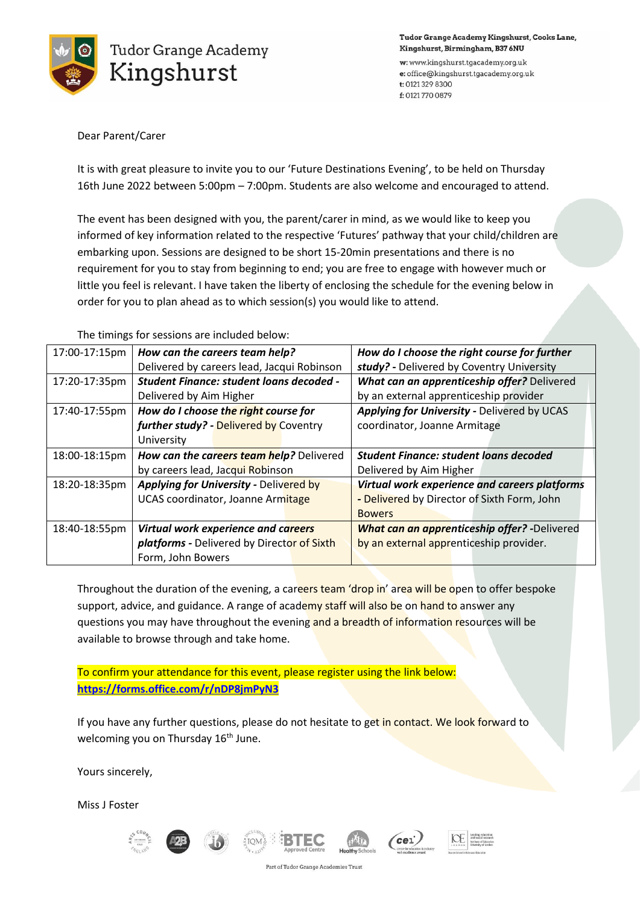# Tudor Grange Academy Kingshurst

**Tudor Grange Academy Kingshurst, Cooks Lane, Kingshurst, Birmingham, B37 6NU**

**w:** www.kingshurst.tgacademy.org.uk
**e:** office@kingshurst.tgacademy.org.uk
**t:** 0121 329 8300
**f:** 0121 770 0879

Dear Parent/Carer

It is with great pleasure to invite you to our 'Future Destinations Evening', to be held on Thursday 16th June 2022 between 5:00pm – 7:00pm. Students are also welcome and encouraged to attend.

The event has been designed with you, the parent/carer in mind, as we would like to keep you informed of key information related to the respective 'Futures' pathway that your child/children are embarking upon. Sessions are designed to be short 15-20min presentations and there is no requirement for you to stay from beginning to end; you are free to engage with however much or little you feel is relevant. I have taken the liberty of enclosing the schedule for the evening below in order for you to plan ahead as to which session(s) you would like to attend.

The timings for sessions are included below:

| | | |
|---|---|---|
| 17:00-17:15pm | ***How can the careers team help?*** Delivered by careers lead, Jacqui Robinson | ***How do I choose the right course for further study?*** - Delivered by Coventry University |
| 17:20-17:35pm | ***Student Finance: student loans decoded*** - Delivered by Aim Higher | ***What can an apprenticeship offer?*** Delivered by an external apprenticeship provider |
| 17:40-17:55pm | ***How do I choose the right course for further study?*** - Delivered by Coventry University | ***Applying for University*** - Delivered by UCAS coordinator, Joanne Armitage |
| 18:00-18:15pm | ***How can the careers team help?*** Delivered by careers lead, Jacqui Robinson | ***Student Finance: student loans decoded*** Delivered by Aim Higher |
| 18:20-18:35pm | ***Applying for University*** - Delivered by UCAS coordinator, Joanne Armitage | ***Virtual work experience and careers platforms*** - Delivered by Director of Sixth Form, John Bowers |
| 18:40-18:55pm | ***Virtual work experience and careers platforms*** - Delivered by Director of Sixth Form, John Bowers | ***What can an apprenticeship offer?*** -Delivered by an external apprenticeship provider. |

Throughout the duration of the evening, a careers team 'drop in' area will be open to offer bespoke support, advice, and guidance. A range of academy staff will also be on hand to answer any questions you may have throughout the evening and a breadth of information resources will be available to browse through and take home.

To confirm your attendance for this event, please register using the link below:
**https://forms.office.com/r/nDP8jmPyN3**

If you have any further questions, please do not hesitate to get in contact. We look forward to welcoming you on Thursday 16th June.

Yours sincerely,

Miss J Foster

Part of Tudor Grange Academies Trust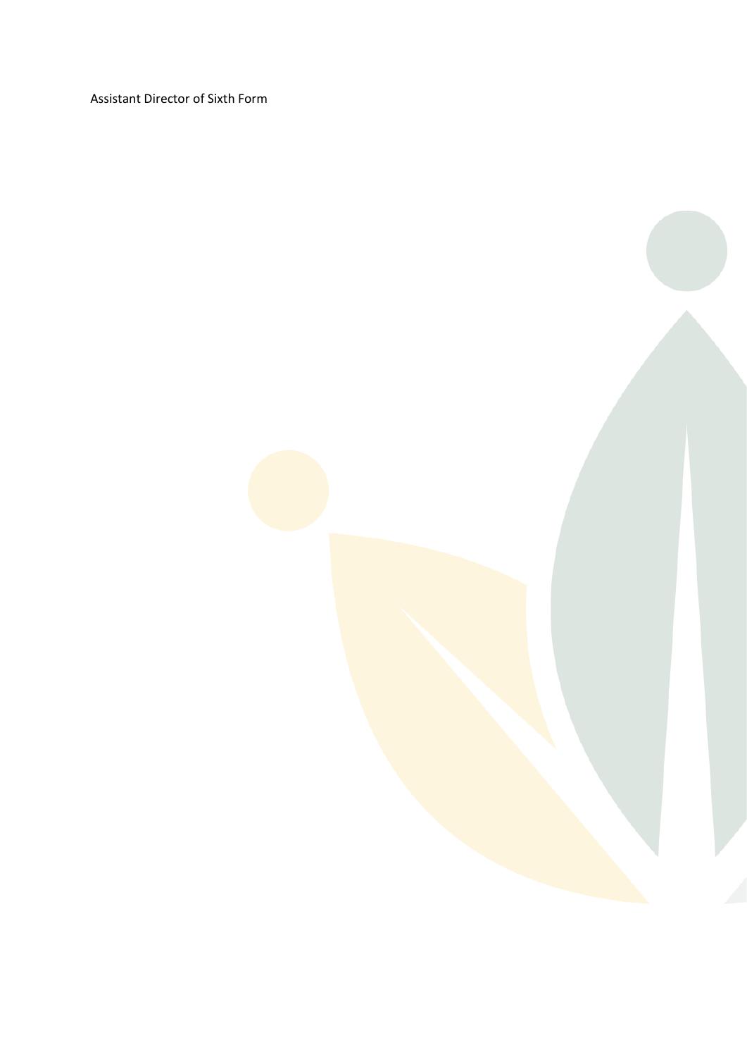Assistant Director of Sixth Form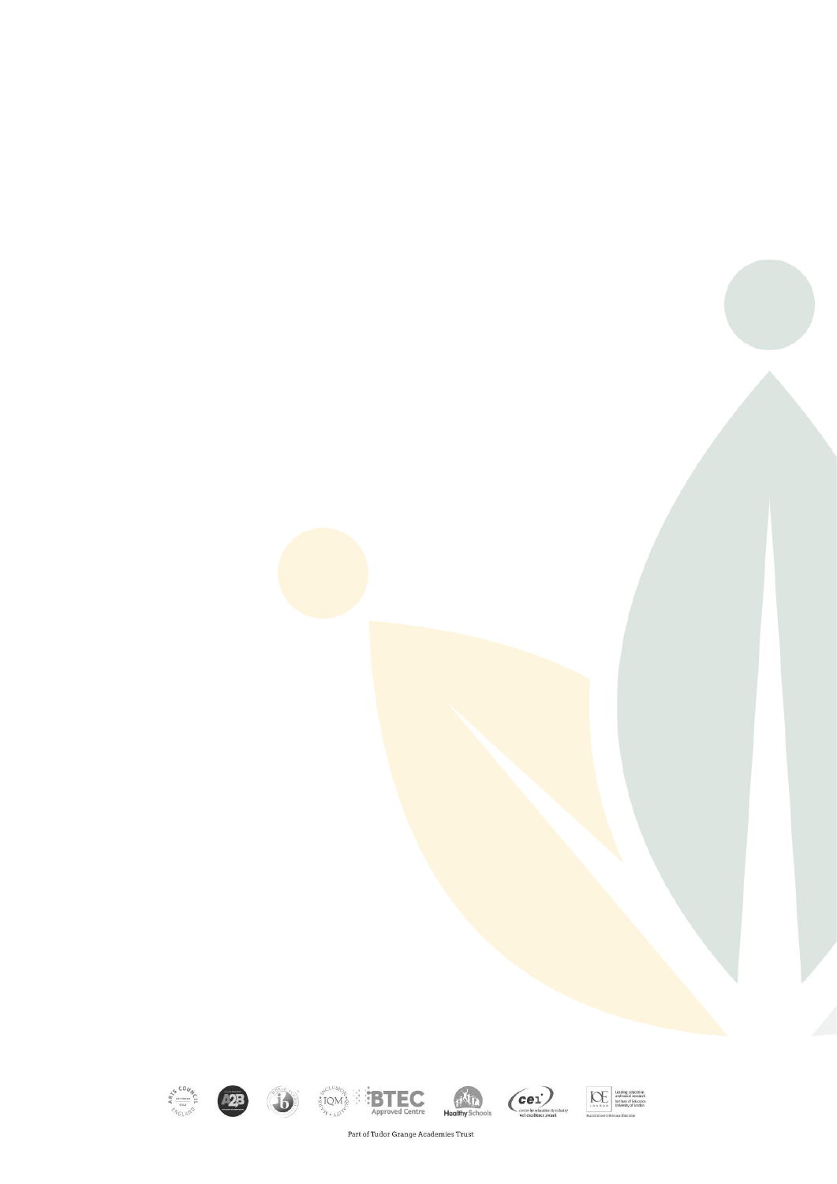Part of Tudor Grange Academies Trust